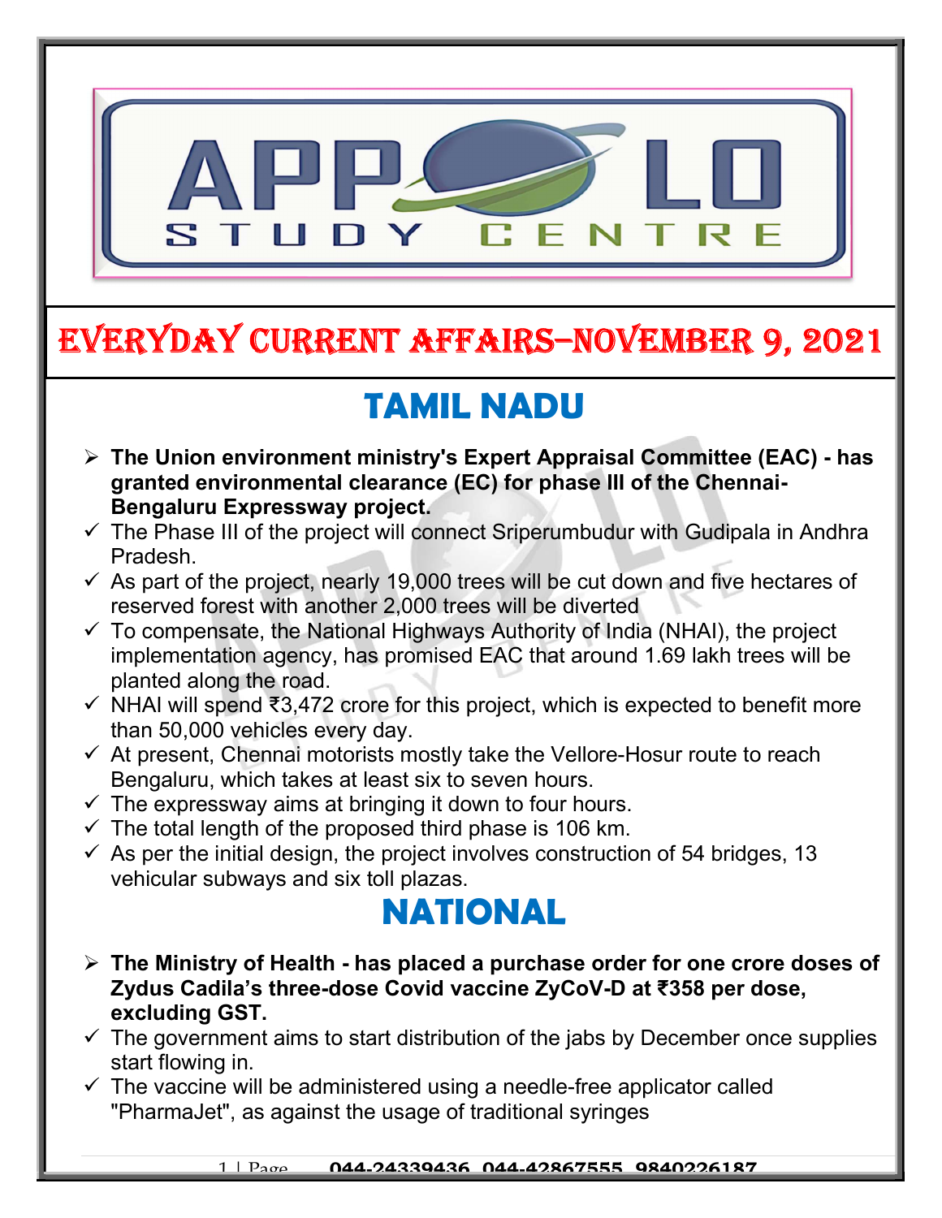# EVERYDAY CURRENT AFFAIRS–NOVEMBER 9, 2021

## TAMIL NADU

- **The Union environment ministry's Expert Appraisal Committee (EAC) - has granted environmental clearance (EC) for phase III of the Chennai-Bengaluru Expressway project.**
  - ✓ The Phase III of the project will connect Sriperumbudur with Gudipala in Andhra Pradesh.
  - ✓ As part of the project, nearly 19,000 trees will be cut down and five hectares of reserved forest with another 2,000 trees will be diverted
  - ✓ To compensate, the National Highways Authority of India (NHAI), the project implementation agency, has promised EAC that around 1.69 lakh trees will be planted along the road.
  - ✓ NHAI will spend ₹3,472 crore for this project, which is expected to benefit more than 50,000 vehicles every day.
  - ✓ At present, Chennai motorists mostly take the Vellore-Hosur route to reach Bengaluru, which takes at least six to seven hours.
  - ✓ The expressway aims at bringing it down to four hours.
  - ✓ The total length of the proposed third phase is 106 km.
  - ✓ As per the initial design, the project involves construction of 54 bridges, 13 vehicular subways and six toll plazas.

## NATIONAL

- **The Ministry of Health - has placed a purchase order for one crore doses of Zydus Cadila's three-dose Covid vaccine ZyCoV-D at ₹358 per dose, excluding GST.**
  - ✓ The government aims to start distribution of the jabs by December once supplies start flowing in.
  - ✓ The vaccine will be administered using a needle-free applicator called "PharmaJet", as against the usage of traditional syringes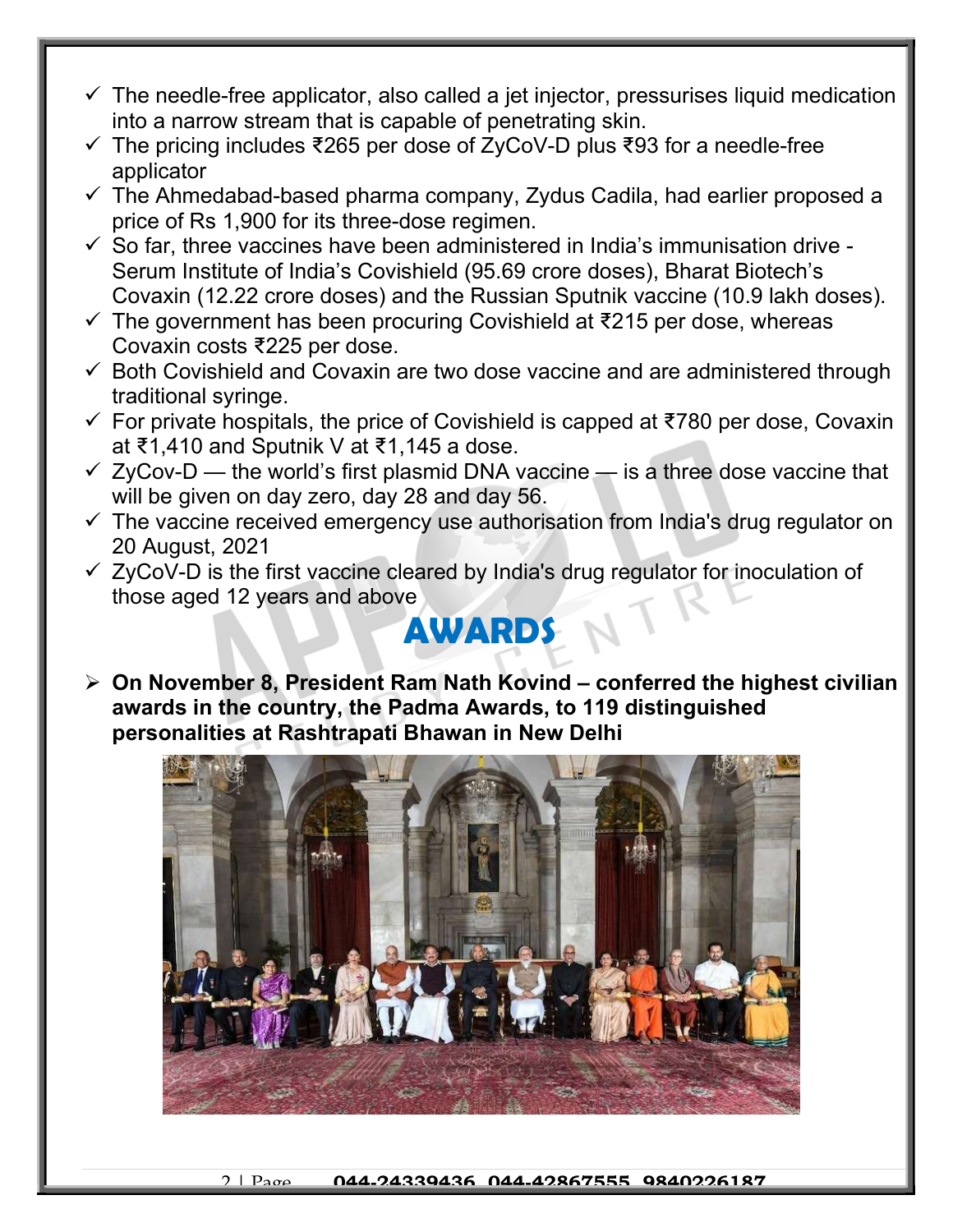- ✓ The needle-free applicator, also called a jet injector, pressurises liquid medication into a narrow stream that is capable of penetrating skin.
- ✓ The pricing includes ₹265 per dose of ZyCoV-D plus ₹93 for a needle-free applicator
- ✓ The Ahmedabad-based pharma company, Zydus Cadila, had earlier proposed a price of Rs 1,900 for its three-dose regimen.
- ✓ So far, three vaccines have been administered in India's immunisation drive - Serum Institute of India's Covishield (95.69 crore doses), Bharat Biotech's Covaxin (12.22 crore doses) and the Russian Sputnik vaccine (10.9 lakh doses).
- ✓ The government has been procuring Covishield at ₹215 per dose, whereas Covaxin costs ₹225 per dose.
- ✓ Both Covishield and Covaxin are two dose vaccine and are administered through traditional syringe.
- ✓ For private hospitals, the price of Covishield is capped at ₹780 per dose, Covaxin at ₹1,410 and Sputnik V at ₹1,145 a dose.
- ✓ ZyCov-D — the world's first plasmid DNA vaccine — is a three dose vaccine that will be given on day zero, day 28 and day 56.
- ✓ The vaccine received emergency use authorisation from India's drug regulator on 20 August, 2021
- ✓ ZyCoV-D is the first vaccine cleared by India's drug regulator for inoculation of those aged 12 years and above

# AWARDS

- **On November 8, President Ram Nath Kovind – conferred the highest civilian awards in the country, the Padma Awards, to 119 distinguished personalities at Rashtrapati Bhawan in New Delhi**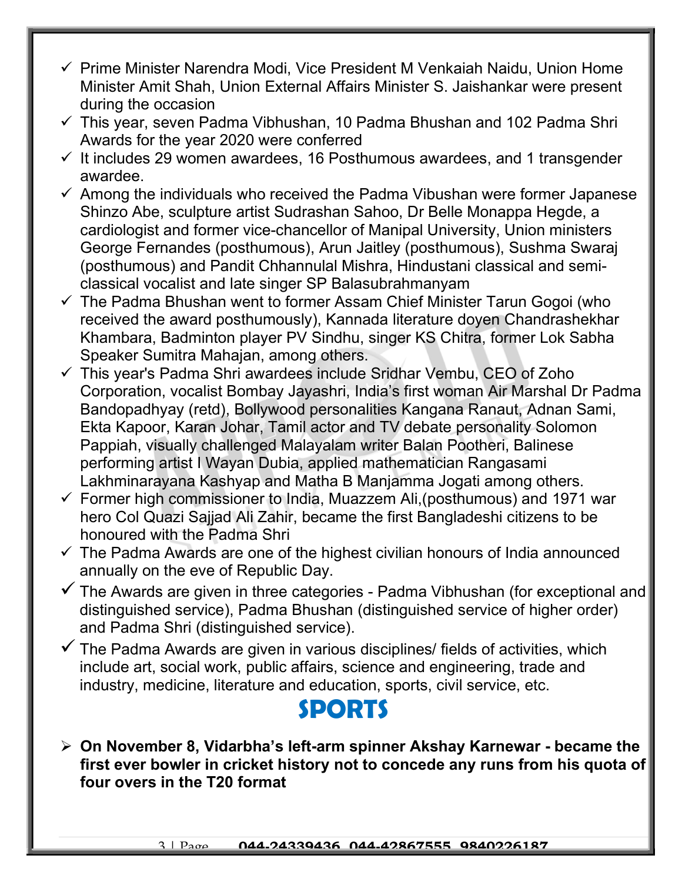- Prime Minister Narendra Modi, Vice President M Venkaiah Naidu, Union Home Minister Amit Shah, Union External Affairs Minister S. Jaishankar were present during the occasion
- This year, seven Padma Vibhushan, 10 Padma Bhushan and 102 Padma Shri Awards for the year 2020 were conferred
- It includes 29 women awardees, 16 Posthumous awardees, and 1 transgender awardee.
- Among the individuals who received the Padma Vibushan were former Japanese Shinzo Abe, sculpture artist Sudrashan Sahoo, Dr Belle Monappa Hegde, a cardiologist and former vice-chancellor of Manipal University, Union ministers George Fernandes (posthumous), Arun Jaitley (posthumous), Sushma Swaraj (posthumous) and Pandit Chhannulal Mishra, Hindustani classical and semi-classical vocalist and late singer SP Balasubrahmanyam
- The Padma Bhushan went to former Assam Chief Minister Tarun Gogoi (who received the award posthumously), Kannada literature doyen Chandrashekhar Khambara, Badminton player PV Sindhu, singer KS Chitra, former Lok Sabha Speaker Sumitra Mahajan, among others.
- This year's Padma Shri awardees include Sridhar Vembu, CEO of Zoho Corporation, vocalist Bombay Jayashri, India's first woman Air Marshal Dr Padma Bandopadhyay (retd), Bollywood personalities Kangana Ranaut, Adnan Sami, Ekta Kapoor, Karan Johar, Tamil actor and TV debate personality Solomon Pappiah, visually challenged Malayalam writer Balan Pootheri, Balinese performing artist I Wayan Dubia, applied mathematician Rangasami Lakhminarayana Kashyap and Matha B Manjamma Jogati among others.
- Former high commissioner to India, Muazzem Ali,(posthumous) and 1971 war hero Col Quazi Sajjad Ali Zahir, became the first Bangladeshi citizens to be honoured with the Padma Shri
- The Padma Awards are one of the highest civilian honours of India announced annually on the eve of Republic Day.
- The Awards are given in three categories - Padma Vibhushan (for exceptional and distinguished service), Padma Bhushan (distinguished service of higher order) and Padma Shri (distinguished service).
- The Padma Awards are given in various disciplines/ fields of activities, which include art, social work, public affairs, science and engineering, trade and industry, medicine, literature and education, sports, civil service, etc.

# SPORTS

- **On November 8, Vidarbha's left-arm spinner Akshay Karnewar - became the first ever bowler in cricket history not to concede any runs from his quota of four overs in the T20 format**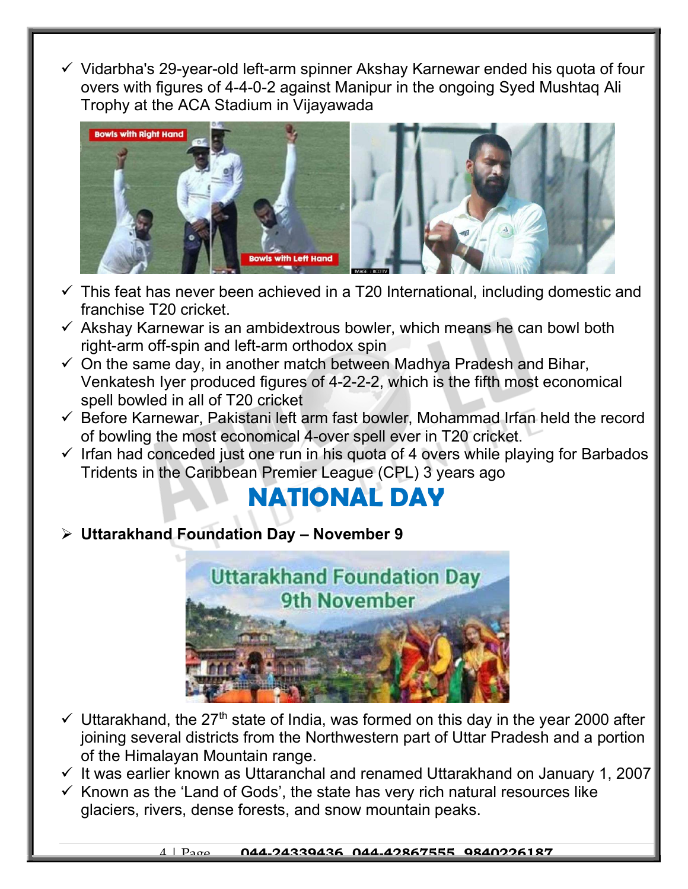- Vidarbha's 29-year-old left-arm spinner Akshay Karnewar ended his quota of four overs with figures of 4-4-0-2 against Manipur in the ongoing Syed Mushtaq Ali Trophy at the ACA Stadium in Vijayawada
- This feat has never been achieved in a T20 International, including domestic and franchise T20 cricket.
- Akshay Karnewar is an ambidextrous bowler, which means he can bowl both right-arm off-spin and left-arm orthodox spin
- On the same day, in another match between Madhya Pradesh and Bihar, Venkatesh Iyer produced figures of 4-2-2-2, which is the fifth most economical spell bowled in all of T20 cricket
- Before Karnewar, Pakistani left arm fast bowler, Mohammad Irfan held the record of bowling the most economical 4-over spell ever in T20 cricket.
- Irfan had conceded just one run in his quota of 4 overs while playing for Barbados Tridents in the Caribbean Premier League (CPL) 3 years ago

# NATIONAL DAY

- **Uttarakhand Foundation Day – November 9**

- Uttarakhand, the 27th state of India, was formed on this day in the year 2000 after joining several districts from the Northwestern part of Uttar Pradesh and a portion of the Himalayan Mountain range.
- It was earlier known as Uttaranchal and renamed Uttarakhand on January 1, 2007
- Known as the 'Land of Gods', the state has very rich natural resources like glaciers, rivers, dense forests, and snow mountain peaks.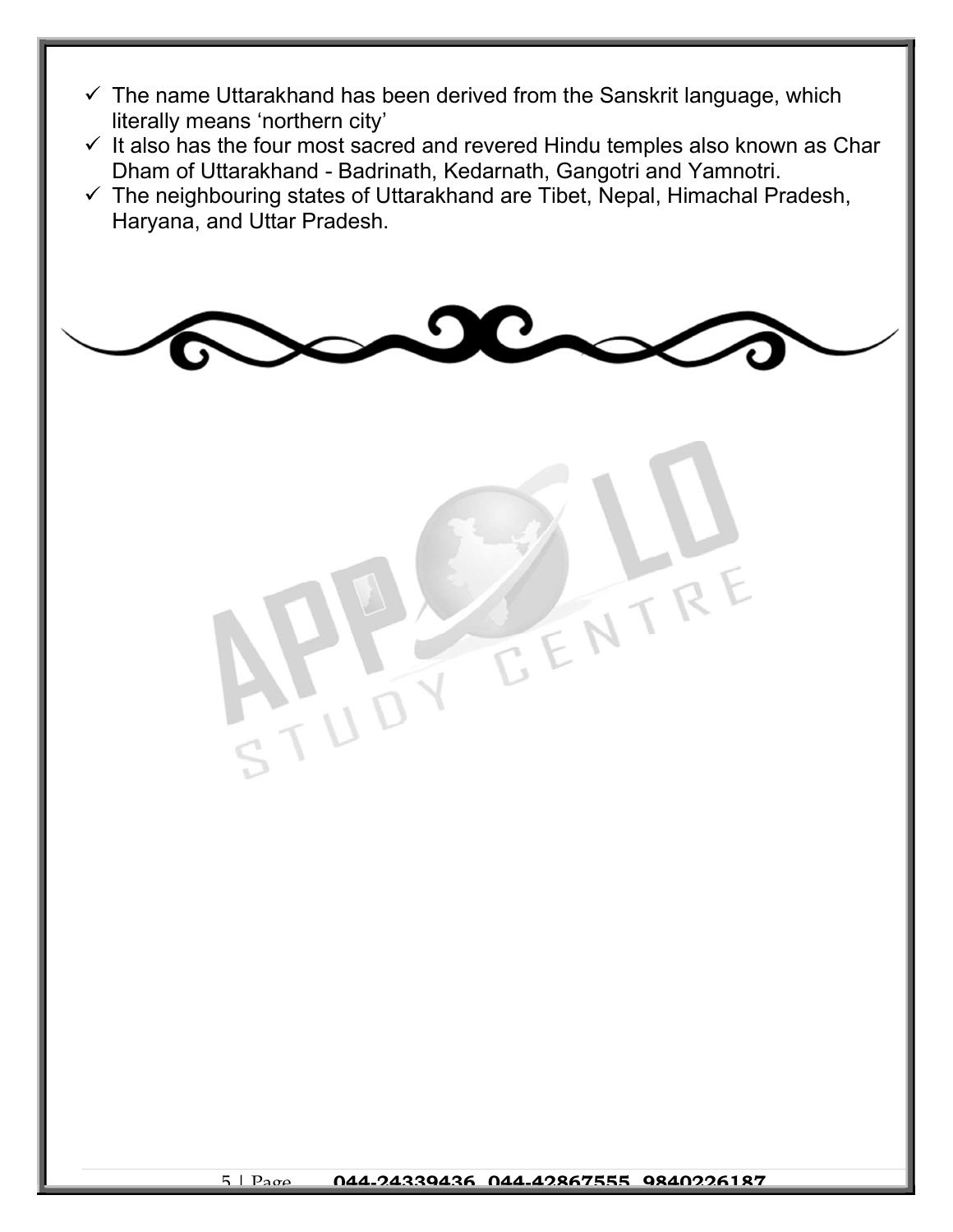- The name Uttarakhand has been derived from the Sanskrit language, which literally means 'northern city'
- It also has the four most sacred and revered Hindu temples also known as Char Dham of Uttarakhand - Badrinath, Kedarnath, Gangotri and Yamnotri.
- The neighbouring states of Uttarakhand are Tibet, Nepal, Himachal Pradesh, Haryana, and Uttar Pradesh.